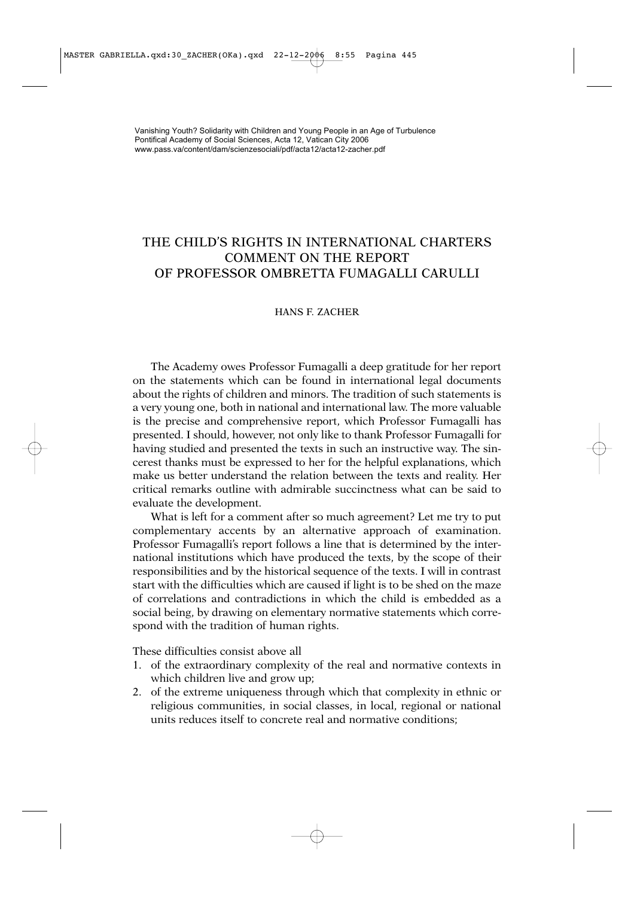# THE CHILD'S RIGHTS IN INTERNATIONAL CHARTERS COMMENT ON THE REPORT OF PROFESSOR OMBRETTA FUMAGALLI CARULLI

HANS F. ZACHER

The Academy owes Professor Fumagalli a deep gratitude for her report on the statements which can be found in international legal documents about the rights of children and minors. The tradition of such statements is a very young one, both in national and international law. The more valuable is the precise and comprehensive report, which Professor Fumagalli has presented. I should, however, not only like to thank Professor Fumagalli for having studied and presented the texts in such an instructive way. The sincerest thanks must be expressed to her for the helpful explanations, which make us better understand the relation between the texts and reality. Her critical remarks outline with admirable succinctness what can be said to evaluate the development.

What is left for a comment after so much agreement? Let me try to put complementary accents by an alternative approach of examination. Professor Fumagalli's report follows a line that is determined by the international institutions which have produced the texts, by the scope of their responsibilities and by the historical sequence of the texts. I will in contrast start with the difficulties which are caused if light is to be shed on the maze of correlations and contradictions in which the child is embedded as a social being, by drawing on elementary normative statements which correspond with the tradition of human rights.

These difficulties consist above all

1. of the extraordinary complexity of the real and normative contexts in which children live and grow up;
2. of the extreme uniqueness through which that complexity in ethnic or religious communities, in social classes, in local, regional or national units reduces itself to concrete real and normative conditions;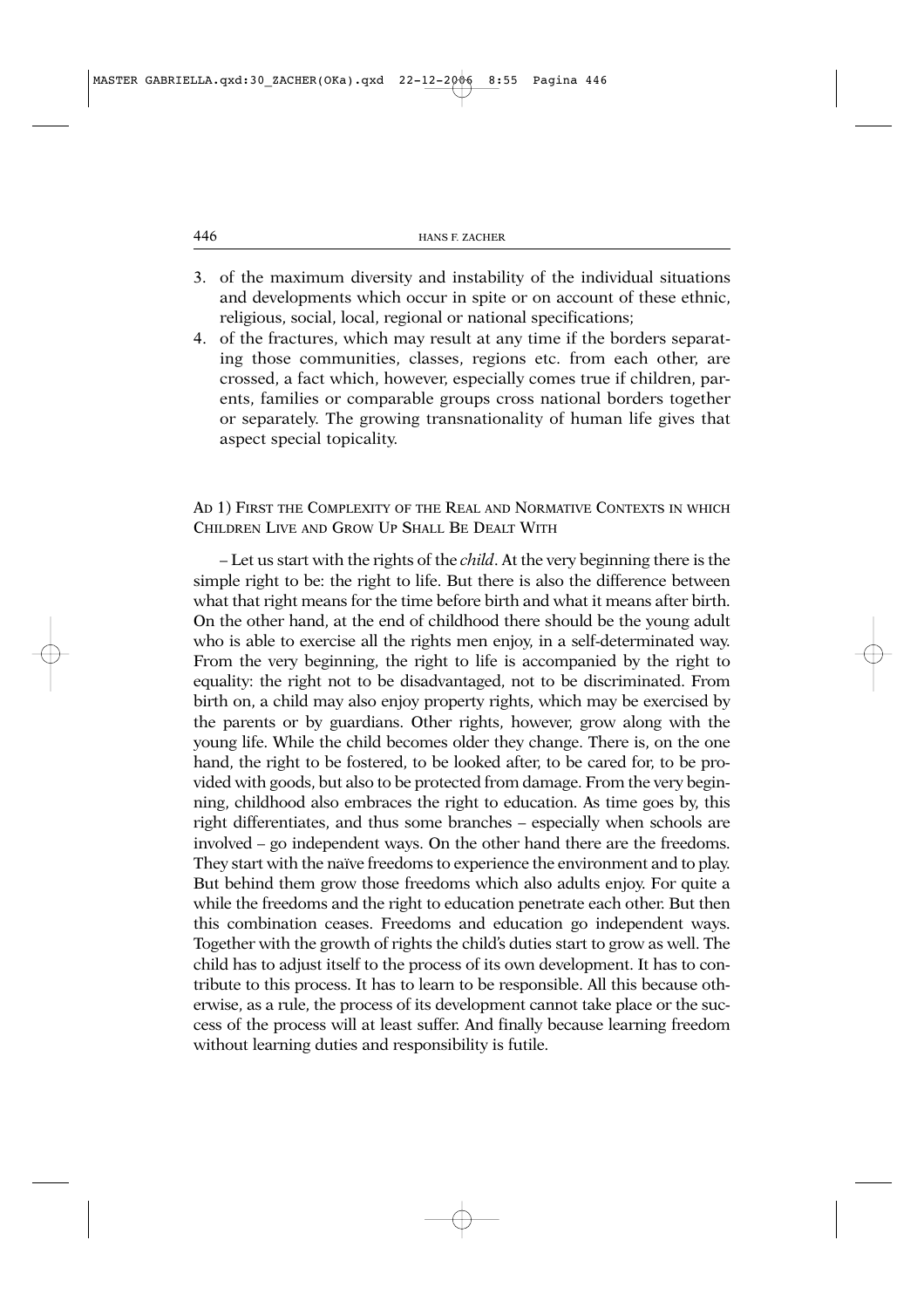3. of the maximum diversity and instability of the individual situations and developments which occur in spite or on account of these ethnic, religious, social, local, regional or national specifications;
4. of the fractures, which may result at any time if the borders separating those communities, classes, regions etc. from each other, are crossed, a fact which, however, especially comes true if children, parents, families or comparable groups cross national borders together or separately. The growing transnationality of human life gives that aspect special topicality.

## AD 1) FIRST THE COMPLEXITY OF THE REAL AND NORMATIVE CONTEXTS IN WHICH CHILDREN LIVE AND GROW UP SHALL BE DEALT WITH

– Let us start with the rights of the *child*. At the very beginning there is the simple right to be: the right to life. But there is also the difference between what that right means for the time before birth and what it means after birth. On the other hand, at the end of childhood there should be the young adult who is able to exercise all the rights men enjoy, in a self-determinated way. From the very beginning, the right to life is accompanied by the right to equality: the right not to be disadvantaged, not to be discriminated. From birth on, a child may also enjoy property rights, which may be exercised by the parents or by guardians. Other rights, however, grow along with the young life. While the child becomes older they change. There is, on the one hand, the right to be fostered, to be looked after, to be cared for, to be provided with goods, but also to be protected from damage. From the very beginning, childhood also embraces the right to education. As time goes by, this right differentiates, and thus some branches – especially when schools are involved – go independent ways. On the other hand there are the freedoms. They start with the naïve freedoms to experience the environment and to play. But behind them grow those freedoms which also adults enjoy. For quite a while the freedoms and the right to education penetrate each other. But then this combination ceases. Freedoms and education go independent ways. Together with the growth of rights the child's duties start to grow as well. The child has to adjust itself to the process of its own development. It has to contribute to this process. It has to learn to be responsible. All this because otherwise, as a rule, the process of its development cannot take place or the success of the process will at least suffer. And finally because learning freedom without learning duties and responsibility is futile.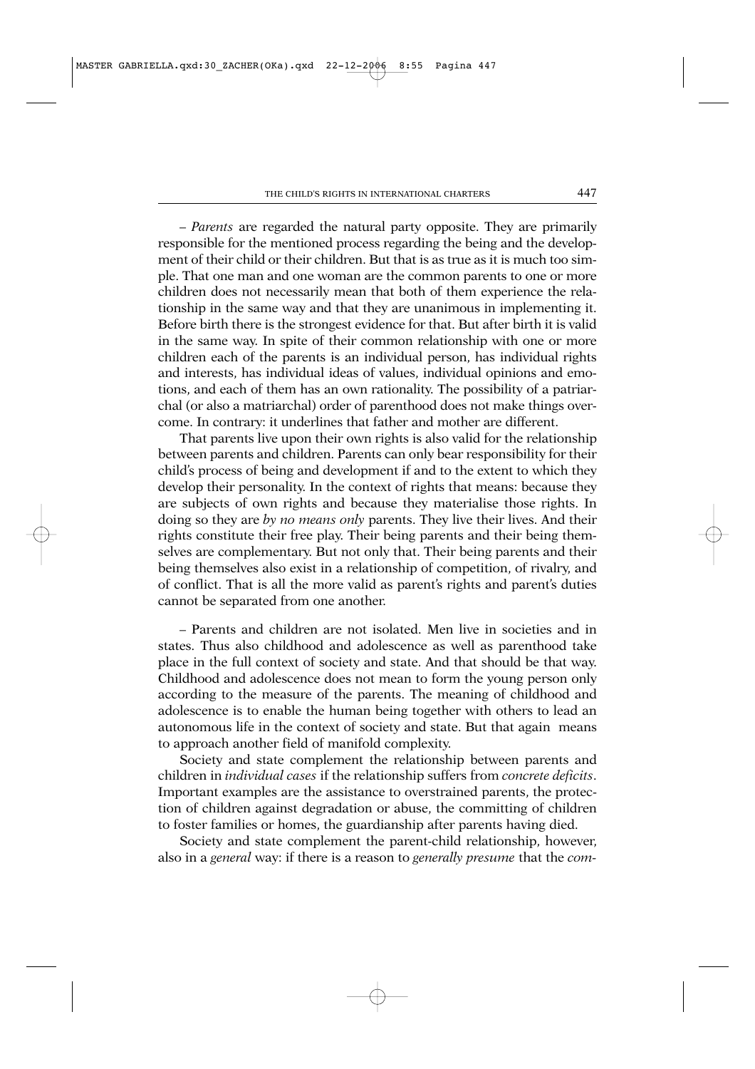– *Parents* are regarded the natural party opposite. They are primarily responsible for the mentioned process regarding the being and the development of their child or their children. But that is as true as it is much too simple. That one man and one woman are the common parents to one or more children does not necessarily mean that both of them experience the relationship in the same way and that they are unanimous in implementing it. Before birth there is the strongest evidence for that. But after birth it is valid in the same way. In spite of their common relationship with one or more children each of the parents is an individual person, has individual rights and interests, has individual ideas of values, individual opinions and emotions, and each of them has an own rationality. The possibility of a patriarchal (or also a matriarchal) order of parenthood does not make things overcome. In contrary: it underlines that father and mother are different.

That parents live upon their own rights is also valid for the relationship between parents and children. Parents can only bear responsibility for their child's process of being and development if and to the extent to which they develop their personality. In the context of rights that means: because they are subjects of own rights and because they materialise those rights. In doing so they are *by no means only* parents. They live their lives. And their rights constitute their free play. Their being parents and their being themselves are complementary. But not only that. Their being parents and their being themselves also exist in a relationship of competition, of rivalry, and of conflict. That is all the more valid as parent's rights and parent's duties cannot be separated from one another.

– Parents and children are not isolated. Men live in societies and in states. Thus also childhood and adolescence as well as parenthood take place in the full context of society and state. And that should be that way. Childhood and adolescence does not mean to form the young person only according to the measure of the parents. The meaning of childhood and adolescence is to enable the human being together with others to lead an autonomous life in the context of society and state. But that again means to approach another field of manifold complexity.

Society and state complement the relationship between parents and children in *individual cases* if the relationship suffers from *concrete deficits*. Important examples are the assistance to overstrained parents, the protection of children against degradation or abuse, the committing of children to foster families or homes, the guardianship after parents having died.

Society and state complement the parent-child relationship, however, also in a *general* way: if there is a reason to *generally presume* that the *com-*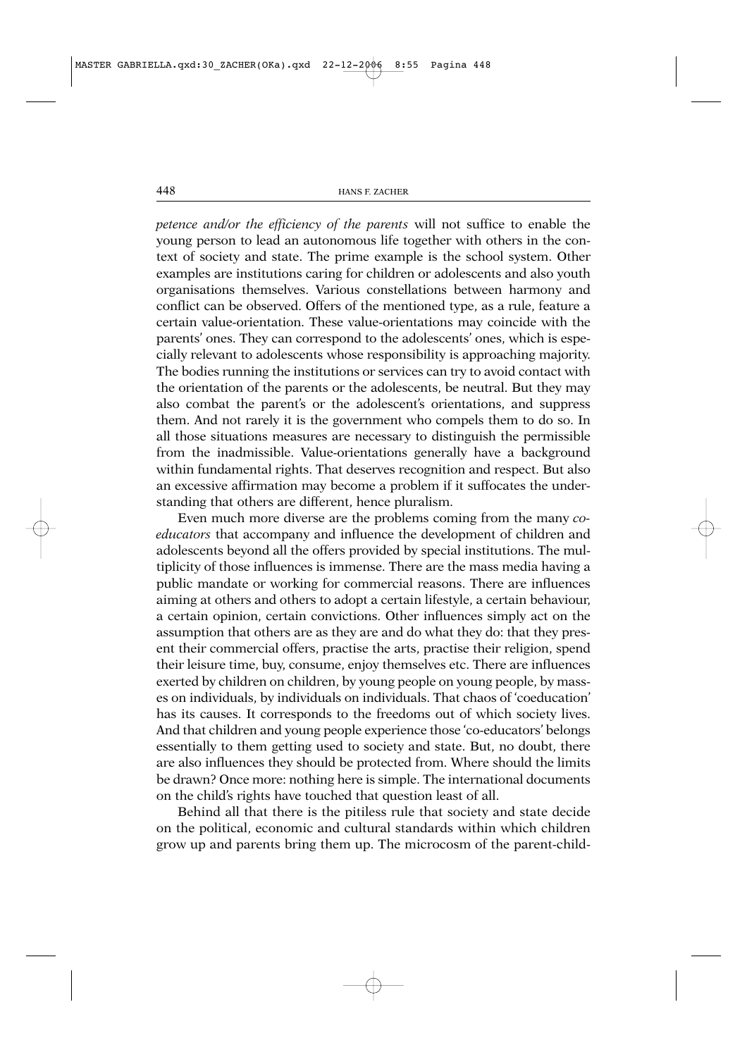*petence and/or the efficiency of the parents* will not suffice to enable the young person to lead an autonomous life together with others in the context of society and state. The prime example is the school system. Other examples are institutions caring for children or adolescents and also youth organisations themselves. Various constellations between harmony and conflict can be observed. Offers of the mentioned type, as a rule, feature a certain value-orientation. These value-orientations may coincide with the parents' ones. They can correspond to the adolescents' ones, which is especially relevant to adolescents whose responsibility is approaching majority. The bodies running the institutions or services can try to avoid contact with the orientation of the parents or the adolescents, be neutral. But they may also combat the parent's or the adolescent's orientations, and suppress them. And not rarely it is the government who compels them to do so. In all those situations measures are necessary to distinguish the permissible from the inadmissible. Value-orientations generally have a background within fundamental rights. That deserves recognition and respect. But also an excessive affirmation may become a problem if it suffocates the understanding that others are different, hence pluralism.

Even much more diverse are the problems coming from the many *co-educators* that accompany and influence the development of children and adolescents beyond all the offers provided by special institutions. The multiplicity of those influences is immense. There are the mass media having a public mandate or working for commercial reasons. There are influences aiming at others and others to adopt a certain lifestyle, a certain behaviour, a certain opinion, certain convictions. Other influences simply act on the assumption that others are as they are and do what they do: that they present their commercial offers, practise the arts, practise their religion, spend their leisure time, buy, consume, enjoy themselves etc. There are influences exerted by children on children, by young people on young people, by masses on individuals, by individuals on individuals. That chaos of 'coeducation' has its causes. It corresponds to the freedoms out of which society lives. And that children and young people experience those 'co-educators' belongs essentially to them getting used to society and state. But, no doubt, there are also influences they should be protected from. Where should the limits be drawn? Once more: nothing here is simple. The international documents on the child's rights have touched that question least of all.

Behind all that there is the pitiless rule that society and state decide on the political, economic and cultural standards within which children grow up and parents bring them up. The microcosm of the parent-child-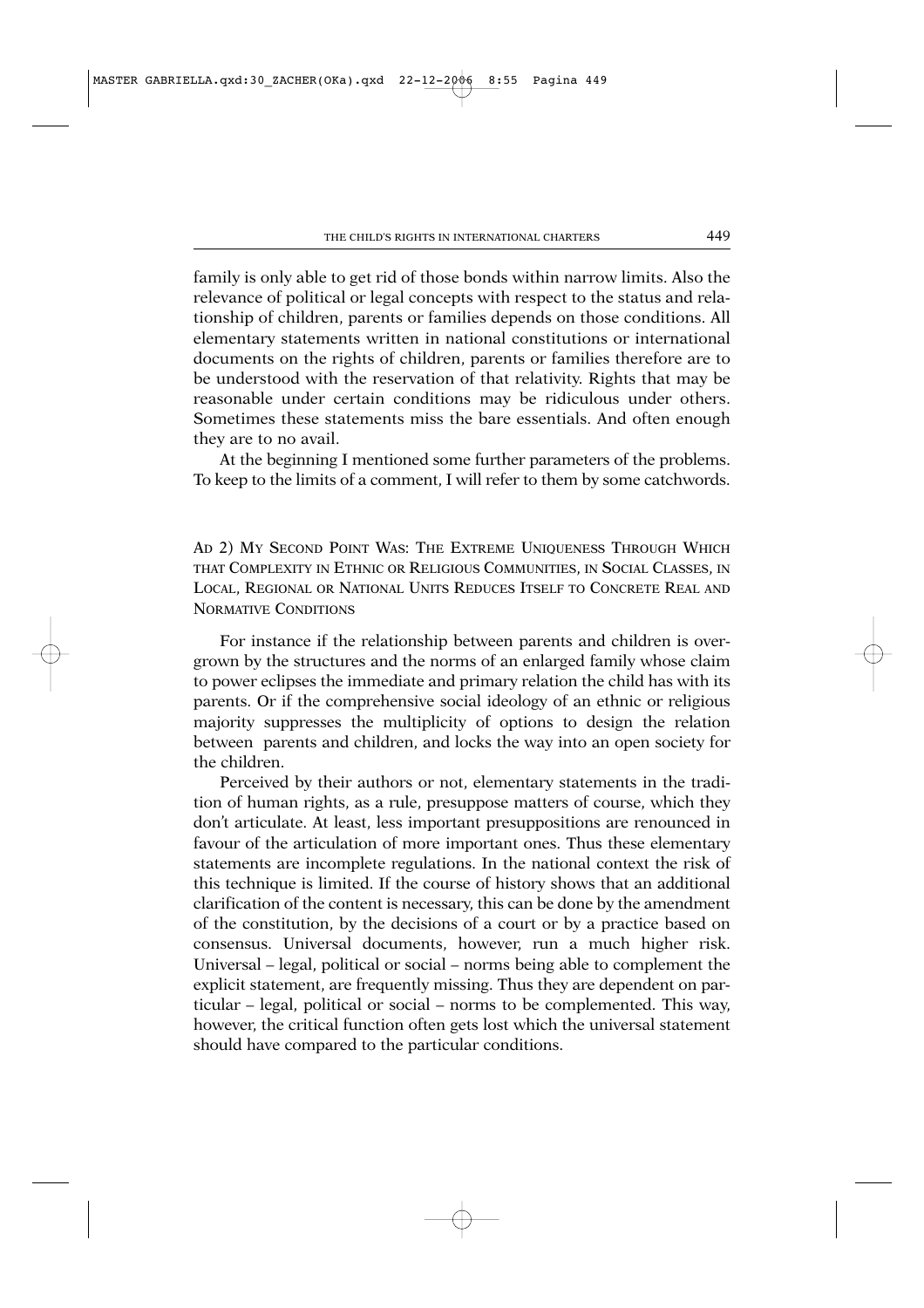family is only able to get rid of those bonds within narrow limits. Also the relevance of political or legal concepts with respect to the status and relationship of children, parents or families depends on those conditions. All elementary statements written in national constitutions or international documents on the rights of children, parents or families therefore are to be understood with the reservation of that relativity. Rights that may be reasonable under certain conditions may be ridiculous under others. Sometimes these statements miss the bare essentials. And often enough they are to no avail.

At the beginning I mentioned some further parameters of the problems. To keep to the limits of a comment, I will refer to them by some catchwords.

## Ad 2) My Second Point Was: The Extreme Uniqueness Through Which that Complexity in Ethnic or Religious Communities, in Social Classes, in Local, Regional or National Units Reduces Itself to Concrete Real and Normative Conditions

For instance if the relationship between parents and children is overgrown by the structures and the norms of an enlarged family whose claim to power eclipses the immediate and primary relation the child has with its parents. Or if the comprehensive social ideology of an ethnic or religious majority suppresses the multiplicity of options to design the relation between parents and children, and locks the way into an open society for the children.

Perceived by their authors or not, elementary statements in the tradition of human rights, as a rule, presuppose matters of course, which they don't articulate. At least, less important presuppositions are renounced in favour of the articulation of more important ones. Thus these elementary statements are incomplete regulations. In the national context the risk of this technique is limited. If the course of history shows that an additional clarification of the content is necessary, this can be done by the amendment of the constitution, by the decisions of a court or by a practice based on consensus. Universal documents, however, run a much higher risk. Universal – legal, political or social – norms being able to complement the explicit statement, are frequently missing. Thus they are dependent on particular – legal, political or social – norms to be complemented. This way, however, the critical function often gets lost which the universal statement should have compared to the particular conditions.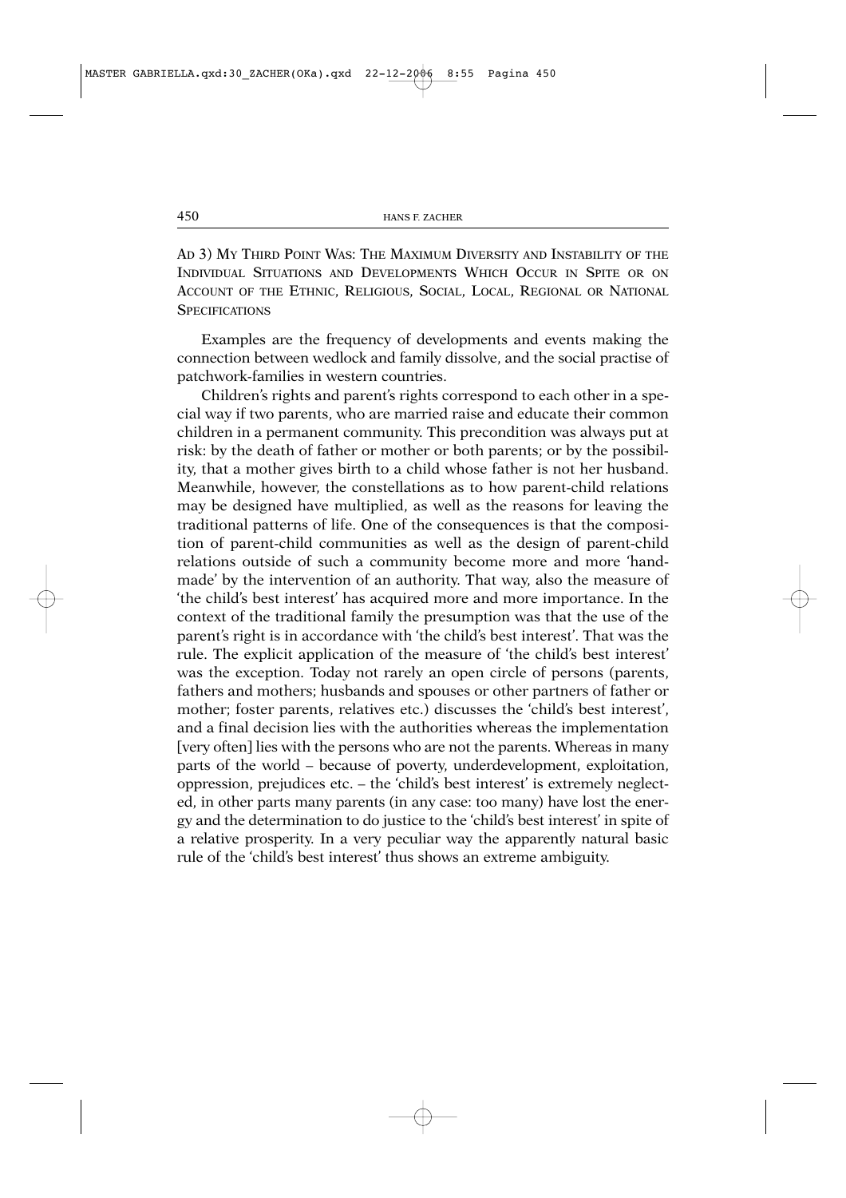## Ad 3) My Third Point Was: The Maximum Diversity and Instability of the Individual Situations and Developments Which Occur in Spite or on Account of the Ethnic, Religious, Social, Local, Regional or National Specifications

Examples are the frequency of developments and events making the connection between wedlock and family dissolve, and the social practise of patchwork-families in western countries.

Children's rights and parent's rights correspond to each other in a special way if two parents, who are married raise and educate their common children in a permanent community. This precondition was always put at risk: by the death of father or mother or both parents; or by the possibility, that a mother gives birth to a child whose father is not her husband. Meanwhile, however, the constellations as to how parent-child relations may be designed have multiplied, as well as the reasons for leaving the traditional patterns of life. One of the consequences is that the composition of parent-child communities as well as the design of parent-child relations outside of such a community become more and more 'handmade' by the intervention of an authority. That way, also the measure of 'the child's best interest' has acquired more and more importance. In the context of the traditional family the presumption was that the use of the parent's right is in accordance with 'the child's best interest'. That was the rule. The explicit application of the measure of 'the child's best interest' was the exception. Today not rarely an open circle of persons (parents, fathers and mothers; husbands and spouses or other partners of father or mother; foster parents, relatives etc.) discusses the 'child's best interest', and a final decision lies with the authorities whereas the implementation [very often] lies with the persons who are not the parents. Whereas in many parts of the world – because of poverty, underdevelopment, exploitation, oppression, prejudices etc. – the 'child's best interest' is extremely neglected, in other parts many parents (in any case: too many) have lost the energy and the determination to do justice to the 'child's best interest' in spite of a relative prosperity. In a very peculiar way the apparently natural basic rule of the 'child's best interest' thus shows an extreme ambiguity.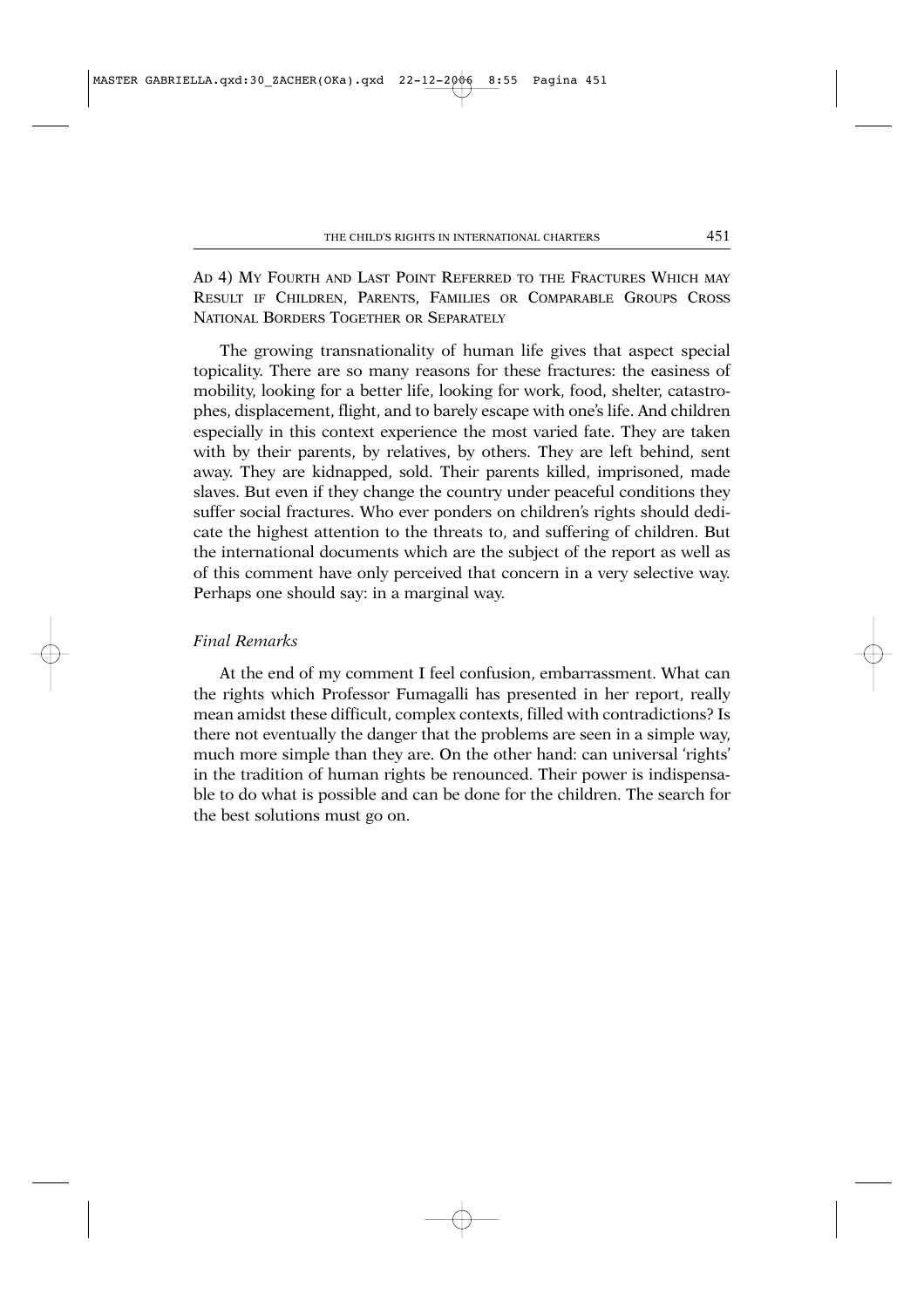### Ad 4) My Fourth and Last Point Referred to the Fractures Which may Result if Children, Parents, Families or Comparable Groups Cross National Borders Together or Separately

The growing transnationality of human life gives that aspect special topicality. There are so many reasons for these fractures: the easiness of mobility, looking for a better life, looking for work, food, shelter, catastrophes, displacement, flight, and to barely escape with one's life. And children especially in this context experience the most varied fate. They are taken with by their parents, by relatives, by others. They are left behind, sent away. They are kidnapped, sold. Their parents killed, imprisoned, made slaves. But even if they change the country under peaceful conditions they suffer social fractures. Who ever ponders on children's rights should dedicate the highest attention to the threats to, and suffering of children. But the international documents which are the subject of the report as well as of this comment have only perceived that concern in a very selective way. Perhaps one should say: in a marginal way.

### *Final Remarks*

At the end of my comment I feel confusion, embarrassment. What can the rights which Professor Fumagalli has presented in her report, really mean amidst these difficult, complex contexts, filled with contradictions? Is there not eventually the danger that the problems are seen in a simple way, much more simple than they are. On the other hand: can universal 'rights' in the tradition of human rights be renounced. Their power is indispensable to do what is possible and can be done for the children. The search for the best solutions must go on.